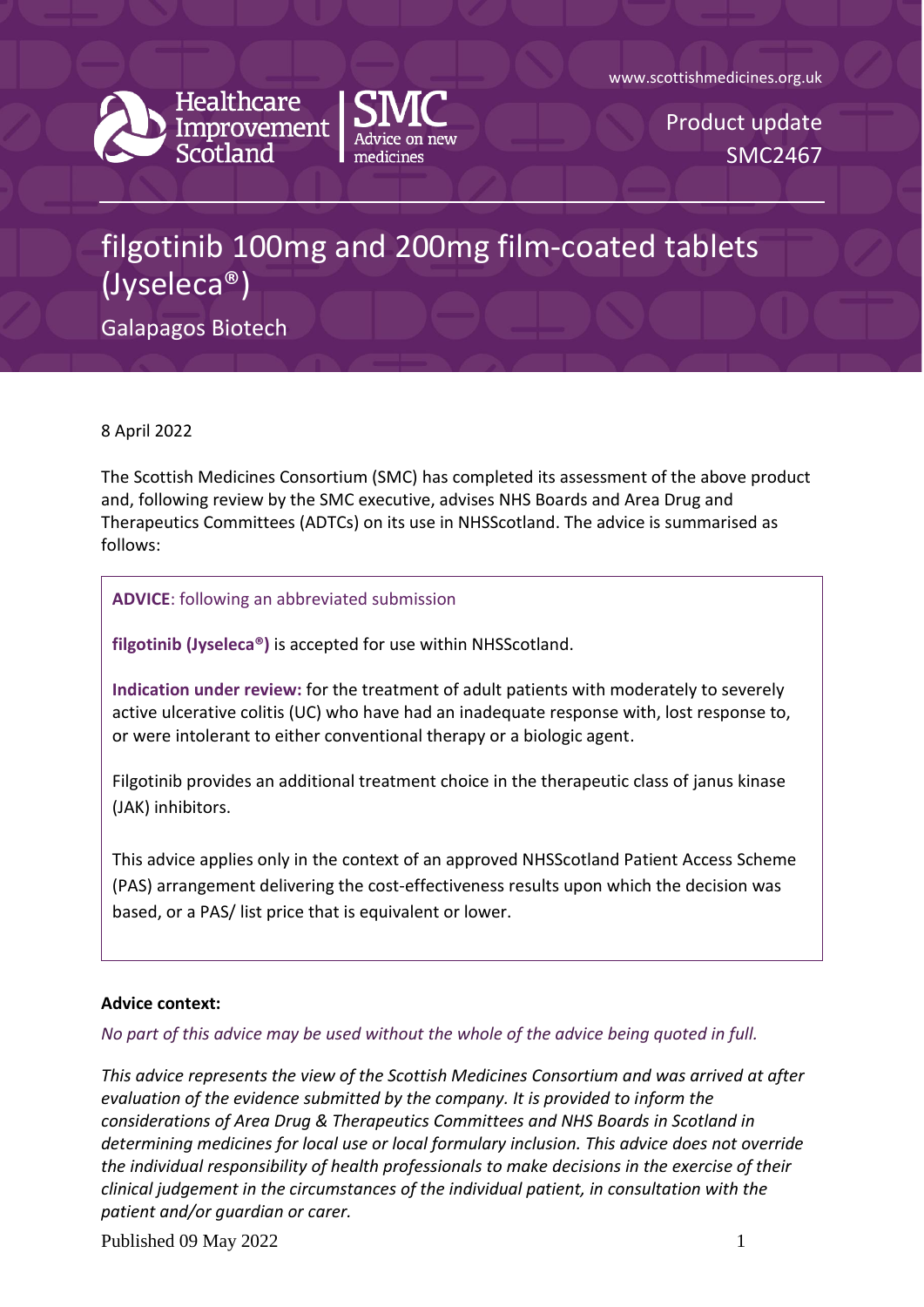Healthcare Improvement Scotland | SMC Advice on new medicines

www.scottishmedicines.org.uk

Product update
SMC2467

# filgotinib 100mg and 200mg film-coated tablets (Jyseleca®)

Galapagos Biotech

8 April 2022

The Scottish Medicines Consortium (SMC) has completed its assessment of the above product and, following review by the SMC executive, advises NHS Boards and Area Drug and Therapeutics Committees (ADTCs) on its use in NHSScotland. The advice is summarised as follows:

**ADVICE**: following an abbreviated submission

**filgotinib (Jyseleca®)** is accepted for use within NHSScotland.

**Indication under review:** for the treatment of adult patients with moderately to severely active ulcerative colitis (UC) who have had an inadequate response with, lost response to, or were intolerant to either conventional therapy or a biologic agent.

Filgotinib provides an additional treatment choice in the therapeutic class of janus kinase (JAK) inhibitors.

This advice applies only in the context of an approved NHSScotland Patient Access Scheme (PAS) arrangement delivering the cost-effectiveness results upon which the decision was based, or a PAS/ list price that is equivalent or lower.

**Advice context:**

*No part of this advice may be used without the whole of the advice being quoted in full.*

*This advice represents the view of the Scottish Medicines Consortium and was arrived at after evaluation of the evidence submitted by the company. It is provided to inform the considerations of Area Drug & Therapeutics Committees and NHS Boards in Scotland in determining medicines for local use or local formulary inclusion. This advice does not override the individual responsibility of health professionals to make decisions in the exercise of their clinical judgement in the circumstances of the individual patient, in consultation with the patient and/or guardian or carer.*

Published 09 May 2022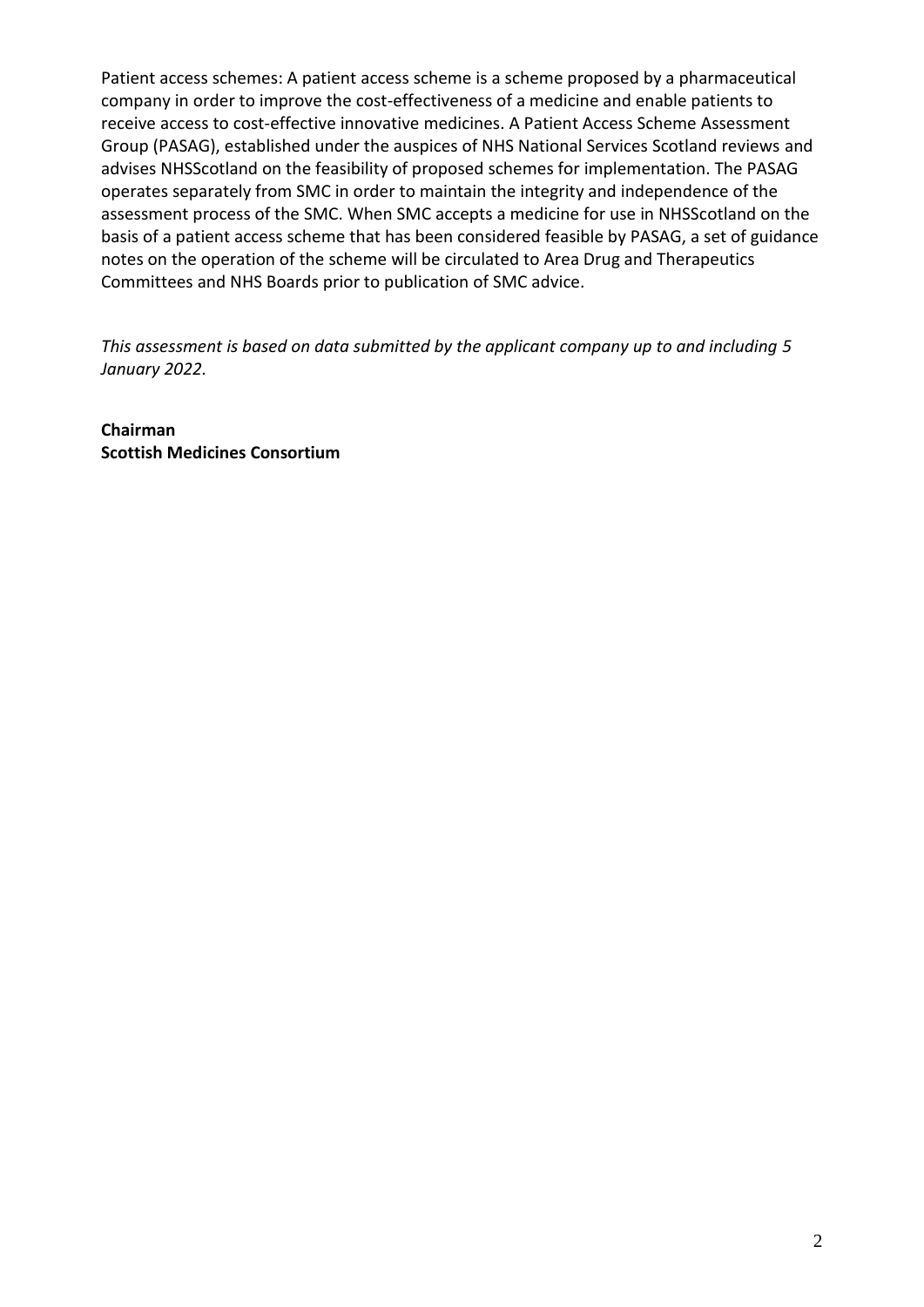Patient access schemes: A patient access scheme is a scheme proposed by a pharmaceutical company in order to improve the cost-effectiveness of a medicine and enable patients to receive access to cost-effective innovative medicines. A Patient Access Scheme Assessment Group (PASAG), established under the auspices of NHS National Services Scotland reviews and advises NHSScotland on the feasibility of proposed schemes for implementation. The PASAG operates separately from SMC in order to maintain the integrity and independence of the assessment process of the SMC. When SMC accepts a medicine for use in NHSScotland on the basis of a patient access scheme that has been considered feasible by PASAG, a set of guidance notes on the operation of the scheme will be circulated to Area Drug and Therapeutics Committees and NHS Boards prior to publication of SMC advice.

*This assessment is based on data submitted by the applicant company up to and including 5 January 2022.*

**Chairman**
**Scottish Medicines Consortium**